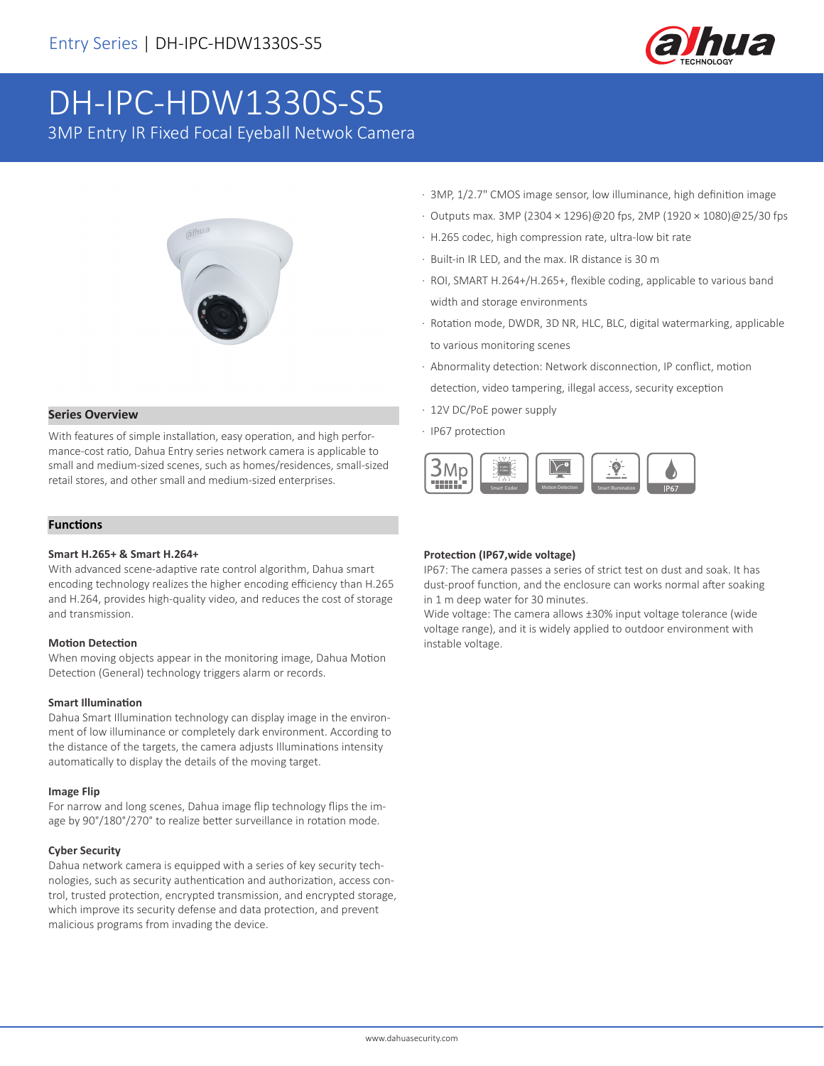# DH-IPC-HDW1330S-S5

3MP Entry IR Fixed Focal Eyeball Netwok Camera

- 3MP, 1/2.7" CMOS image sensor, low illuminance, high definition image
- Outputs max. 3MP (2304 × 1296)@20 fps, 2MP (1920 × 1080)@25/30 fps
- H.265 codec, high compression rate, ultra-low bit rate
- Built-in IR LED, and the max. IR distance is 30 m
- ROI, SMART H.264+/H.265+, flexible coding, applicable to various band width and storage environments
- Rotation mode, DWDR, 3D NR, HLC, BLC, digital watermarking, applicable to various monitoring scenes
- Abnormality detection: Network disconnection, IP conflict, motion detection, video tampering, illegal access, security exception
- 12V DC/PoE power supply
- IP67 protection

## Series Overview

With features of simple installation, easy operation, and high performance-cost ratio, Dahua Entry series network camera is applicable to small and medium-sized scenes, such as homes/residences, small-sized retail stores, and other small and medium-sized enterprises.

## Functions

**Smart H.265+ & Smart H.264+**

With advanced scene-adaptive rate control algorithm, Dahua smart encoding technology realizes the higher encoding efficiency than H.265 and H.264, provides high-quality video, and reduces the cost of storage and transmission.

**Motion Detection**

When moving objects appear in the monitoring image, Dahua Motion Detection (General) technology triggers alarm or records.

**Smart Illumination**

Dahua Smart Illumination technology can display image in the environment of low illuminance or completely dark environment. According to the distance of the targets, the camera adjusts Illuminations intensity automatically to display the details of the moving target.

**Image Flip**

For narrow and long scenes, Dahua image flip technology flips the image by 90°/180°/270° to realize better surveillance in rotation mode.

**Cyber Security**

Dahua network camera is equipped with a series of key security technologies, such as security authentication and authorization, access control, trusted protection, encrypted transmission, and encrypted storage, which improve its security defense and data protection, and prevent malicious programs from invading the device.

**Protection (IP67,wide voltage)**

IP67: The camera passes a series of strict test on dust and soak. It has dust-proof function, and the enclosure can works normal after soaking in 1 m deep water for 30 minutes.

Wide voltage: The camera allows ±30% input voltage tolerance (wide voltage range), and it is widely applied to outdoor environment with instable voltage.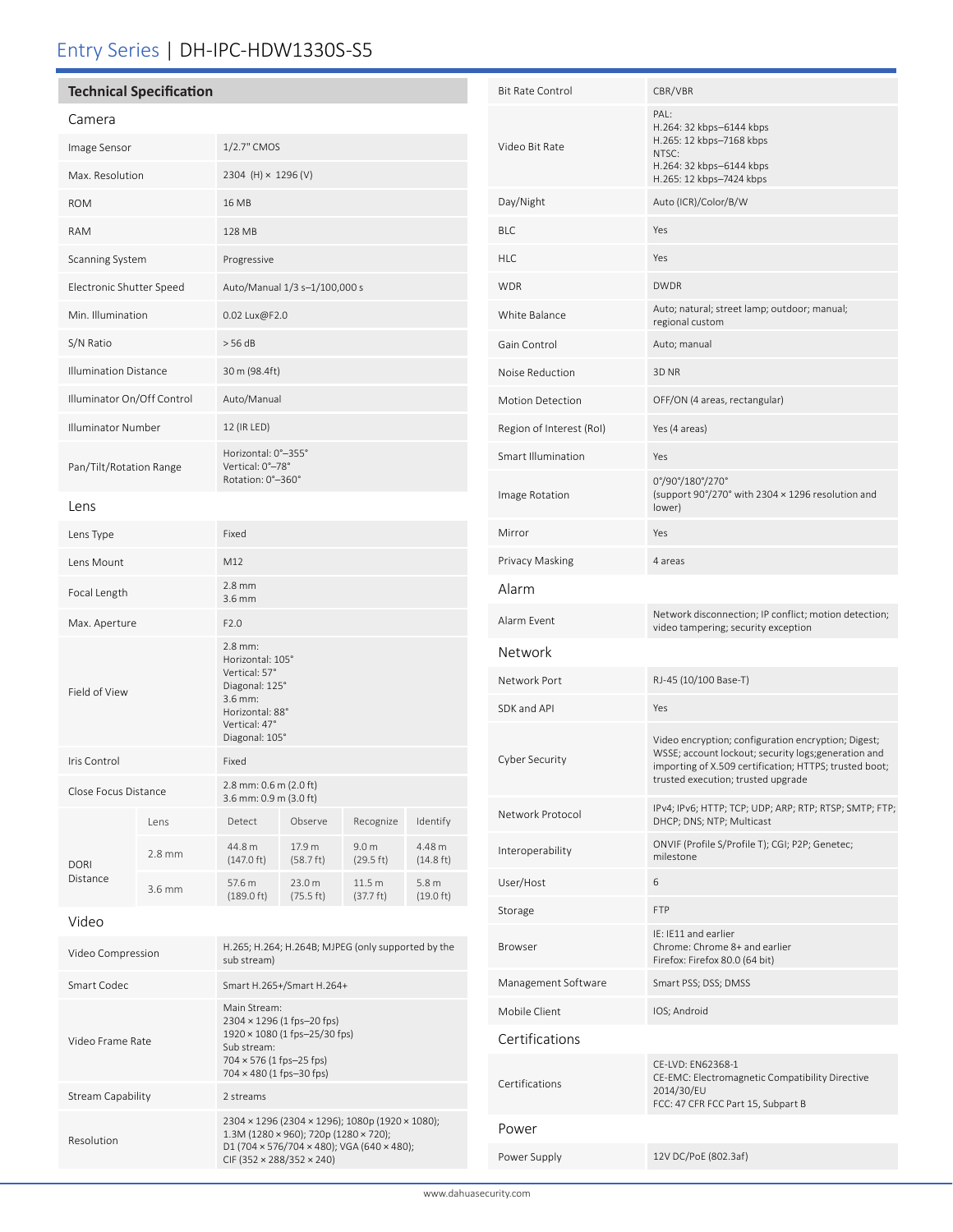# Entry Series | DH-IPC-HDW1330S-S5

## Technical Specification

### Camera

| | |
|---|---|
| Image Sensor | 1/2.7" CMOS |
| Max. Resolution | 2304 (H) × 1296 (V) |
| ROM | 16 MB |
| RAM | 128 MB |
| Scanning System | Progressive |
| Electronic Shutter Speed | Auto/Manual 1/3 s–1/100,000 s |
| Min. Illumination | 0.02 Lux@F2.0 |
| S/N Ratio | > 56 dB |
| Illumination Distance | 30 m (98.4ft) |
| Illuminator On/Off Control | Auto/Manual |
| Illuminator Number | 12 (IR LED) |
| Pan/Tilt/Rotation Range | Horizontal: 0°–355°<br>Vertical: 0°–78°<br>Rotation: 0°–360° |

### Lens

| | |
|---|---|
| Lens Type | Fixed |
| Lens Mount | M12 |
| Focal Length | 2.8 mm<br>3.6 mm |
| Max. Aperture | F2.0 |
| Field of View | 2.8 mm:<br>Horizontal: 105°<br>Vertical: 57°<br>Diagonal: 125°<br>3.6 mm:<br>Horizontal: 88°<br>Vertical: 47°<br>Diagonal: 105° |
| Iris Control | Fixed |
| Close Focus Distance | 2.8 mm: 0.6 m (2.0 ft)<br>3.6 mm: 0.9 m (3.0 ft) |

| DORI Distance | Lens | Detect | Observe | Recognize | Identify |
|---|---|---|---|---|---|
| | 2.8 mm | 44.8 m (147.0 ft) | 17.9 m (58.7 ft) | 9.0 m (29.5 ft) | 4.48 m (14.8 ft) |
| | 3.6 mm | 57.6 m (189.0 ft) | 23.0 m (75.5 ft) | 11.5 m (37.7 ft) | 5.8 m (19.0 ft) |

### Video

| | |
|---|---|
| Video Compression | H.265; H.264; H.264B; MJPEG (only supported by the sub stream) |
| Smart Codec | Smart H.265+/Smart H.264+ |
| Video Frame Rate | Main Stream:<br>2304 × 1296 (1 fps–20 fps)<br>1920 × 1080 (1 fps–25/30 fps)<br>Sub stream:<br>704 × 576 (1 fps–25 fps)<br>704 × 480 (1 fps–30 fps) |
| Stream Capability | 2 streams |
| Resolution | 2304 × 1296 (2304 × 1296); 1080p (1920 × 1080); 1.3M (1280 × 960); 720p (1280 × 720); D1 (704 × 576/704 × 480); VGA (640 × 480); CIF (352 × 288/352 × 240) |
| Bit Rate Control | CBR/VBR |
| Video Bit Rate | PAL:<br>H.264: 32 kbps–6144 kbps<br>H.265: 12 kbps–7168 kbps<br>NTSC:<br>H.264: 32 kbps–6144 kbps<br>H.265: 12 kbps–7424 kbps |
| Day/Night | Auto (ICR)/Color/B/W |
| BLC | Yes |
| HLC | Yes |
| WDR | DWDR |
| White Balance | Auto; natural; street lamp; outdoor; manual; regional custom |
| Gain Control | Auto; manual |
| Noise Reduction | 3D NR |
| Motion Detection | OFF/ON (4 areas, rectangular) |
| Region of Interest (RoI) | Yes (4 areas) |
| Smart Illumination | Yes |
| Image Rotation | 0°/90°/180°/270°<br>(support 90°/270° with 2304 × 1296 resolution and lower) |
| Mirror | Yes |
| Privacy Masking | 4 areas |

### Alarm

| | |
|---|---|
| Alarm Event | Network disconnection; IP conflict; motion detection; video tampering; security exception |

### Network

| | |
|---|---|
| Network Port | RJ-45 (10/100 Base-T) |
| SDK and API | Yes |
| Cyber Security | Video encryption; configuration encryption; Digest; WSSE; account lockout; security logs;generation and importing of X.509 certification; HTTPS; trusted boot; trusted execution; trusted upgrade |
| Network Protocol | IPv4; IPv6; HTTP; TCP; UDP; ARP; RTP; RTSP; SMTP; FTP; DHCP; DNS; NTP; Multicast |
| Interoperability | ONVIF (Profile S/Profile T); CGI; P2P; Genetec; milestone |
| User/Host | 6 |
| Storage | FTP |
| Browser | IE: IE11 and earlier<br>Chrome: Chrome 8+ and earlier<br>Firefox: Firefox 80.0 (64 bit) |
| Management Software | Smart PSS; DSS; DMSS |
| Mobile Client | IOS; Android |

### Certifications

| | |
|---|---|
| Certifications | CE-LVD: EN62368-1<br>CE-EMC: Electromagnetic Compatibility Directive 2014/30/EU<br>FCC: 47 CFR FCC Part 15, Subpart B |

### Power

| | |
|---|---|
| Power Supply | 12V DC/PoE (802.3af) |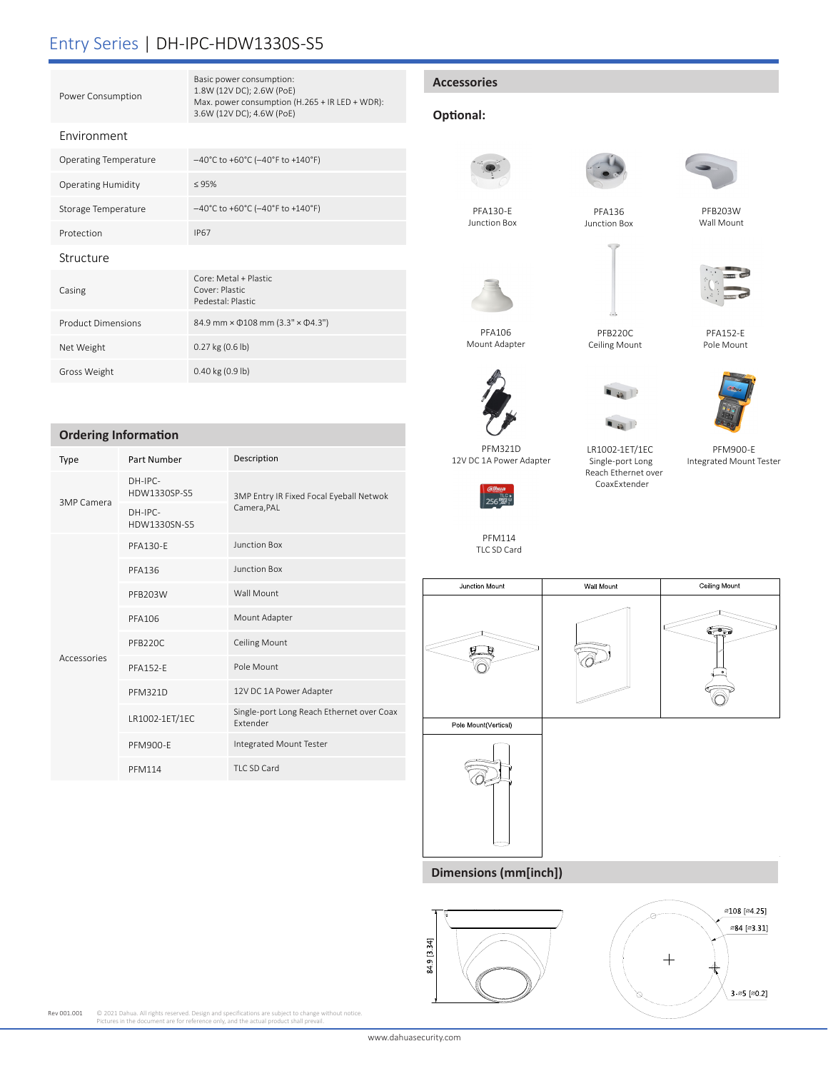# Entry Series | DH-IPC-HDW1330S-S5

| | |
|---|---|
| Power Consumption | Basic power consumption: 1.8W (12V DC); 2.6W (PoE) Max. power consumption (H.265 + IR LED + WDR): 3.6W (12V DC); 4.6W (PoE) |

## Environment

| | |
|---|---|
| Operating Temperature | –40°C to +60°C (–40°F to +140°F) |
| Operating Humidity | ≤ 95% |
| Storage Temperature | –40°C to +60°C (–40°F to +140°F) |
| Protection | IP67 |

## Structure

| | |
|---|---|
| Casing | Core: Metal + Plastic<br>Cover: Plastic<br>Pedestal: Plastic |
| Product Dimensions | 84.9 mm × Φ108 mm (3.3" × Φ4.3") |
| Net Weight | 0.27 kg (0.6 lb) |
| Gross Weight | 0.40 kg (0.9 lb) |

## Ordering Information

| Type | Part Number | Description |
|---|---|---|
| 3MP Camera | DH-IPC-HDW1330SP-S5 | 3MP Entry IR Fixed Focal Eyeball Netwok Camera,PAL |
| | DH-IPC-HDW1330SN-S5 | |
| Accessories | PFA130-E | Junction Box |
| | PFA136 | Junction Box |
| | PFB203W | Wall Mount |
| | PFA106 | Mount Adapter |
| | PFB220C | Ceiling Mount |
| | PFA152-E | Pole Mount |
| | PFM321D | 12V DC 1A Power Adapter |
| | LR1002-1ET/1EC | Single-port Long Reach Ethernet over Coax Extender |
| | PFM900-E | Integrated Mount Tester |
| | PFM114 | TLC SD Card |

## Accessories

### Optional:

PFA130-E
Junction Box

PFA136
Junction Box

PFB203W
Wall Mount

PFA106
Mount Adapter

PFB220C
Ceiling Mount

PFA152-E
Pole Mount

PFM321D
12V DC 1A Power Adapter

LR1002-1ET/1EC
Single-port Long Reach Ethernet over CoaxExtender

PFM900-E
Integrated Mount Tester

PFM114
TLC SD Card

Junction Mount

Wall Mount

Ceiling Mount

Pole Mount(Vertical)

## Dimensions (mm[inch])

84.9 [3.34]

⌀108 [⌀4.25]

⌀84 [⌀3.31]

3-⌀5 [⌀0.2]

Rev 001.001 © 2021 Dahua. All rights reserved. Design and specifications are subject to change without notice. Pictures in the document are for reference only, and the actual product shall prevail.

www.dahuasecurity.com